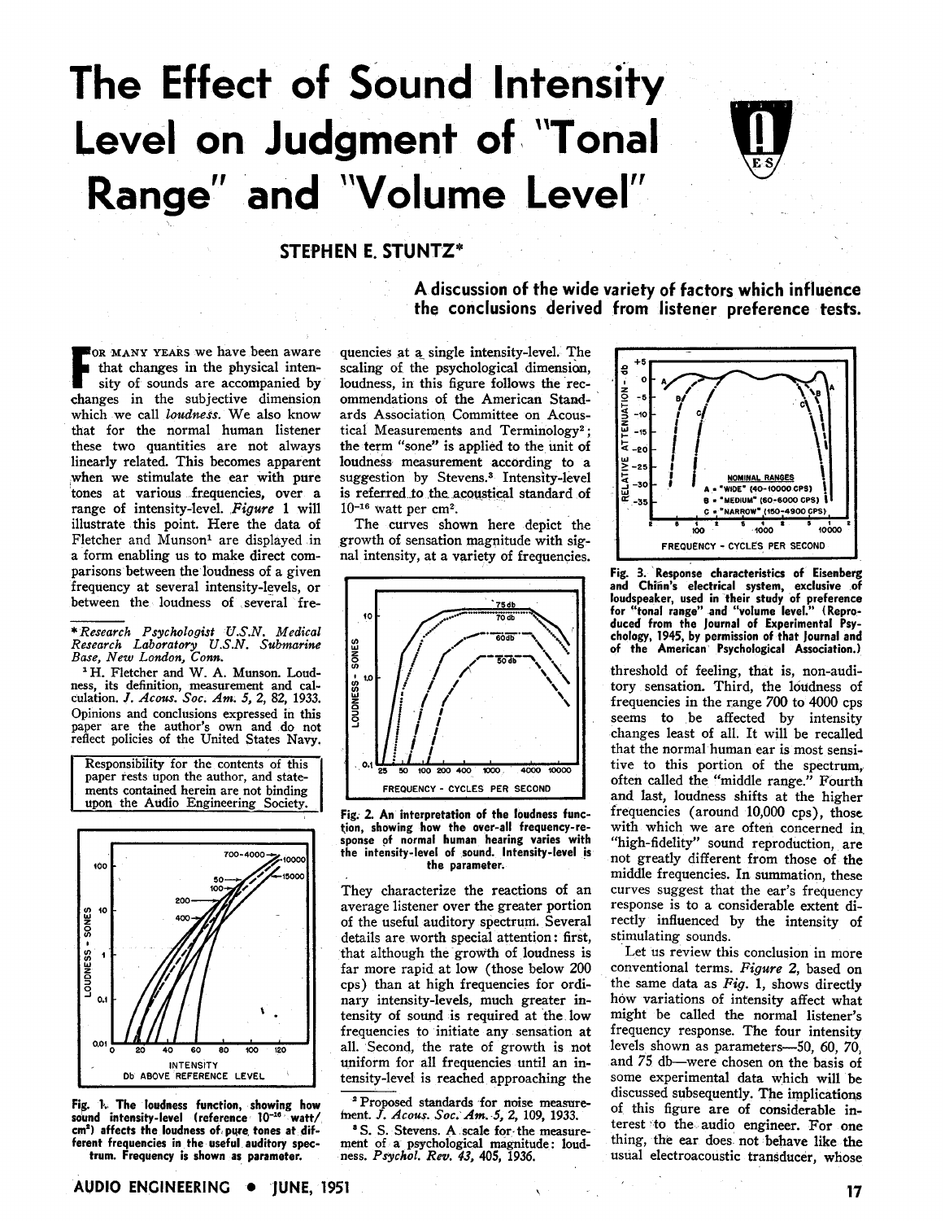# The Effect of Sound Intensity Level on Judgment of "Tonal Range" and "Volume Level"

## STEPHEN E. STUNTZ*

**A discussion of the wide variety of factors which influence the conclusions derived from listener preference tests.**

For many years we have been aware that changes in the physical intensity of sounds are accompanied by changes in the subjective dimension which we call *loudness*. We also know that for the normal human listener these two quantities are not always linearly related. This becomes apparent when we stimulate the ear with pure tones at various frequencies, over a range of intensity-level. *Figure* 1 will illustrate this point. Here the data of Fletcher and Munson[1] are displayed in a form enabling us to make direct comparisons between the loudness of a given frequency at several intensity-levels, or between the loudness of several frequencies at a single intensity-level. The scaling of the psychological dimension, loudness, in this figure follows the recommendations of the American Standards Association Committee on Acoustical Measurements and Terminology[2]; the term "sone" is applied to the unit of loudness measurement according to a suggestion by Stevens.[3] Intensity-level is referred to the acoustical standard of $10^{-16}$ watt per cm$^2$.

The curves shown here depict the growth of sensation magnitude with signal intensity, at a variety of frequencies.

Fig. 1. The loudness function, showing how sound intensity-level (reference $10^{-16}$ watt/cm$^2$) affects the loudness of pure tones at different frequencies in the useful auditory spectrum. Frequency is shown as parameter.

Fig. 2. An interpretation of the loudness function, showing how the over-all frequency-response of normal human hearing varies with the intensity-level of sound. Intensity-level is the parameter.

They characterize the reactions of an average listener over the greater portion of the useful auditory spectrum. Several details are worth special attention: first, that although the growth of loudness is far more rapid at low (those below 200 cps) than at high frequencies for ordinary intensity-levels, much greater intensity of sound is required at the low frequencies to initiate any sensation at all. Second, the rate of growth is not uniform for all frequencies until an intensity-level is reached approaching the threshold of feeling, that is, non-auditory sensation. Third, the loudness of frequencies in the range 700 to 4000 cps seems to be affected by intensity changes least of all. It will be recalled that the normal human ear is most sensitive to this portion of the spectrum, often called the "middle range." Fourth and last, loudness shifts at the higher frequencies (around 10,000 cps), those with which we are often concerned in "high-fidelity" sound reproduction, are not greatly different from those of the middle frequencies. In summation, these curves suggest that the ear's frequency response is to a considerable extent directly influenced by the intensity of stimulating sounds.

Fig. 3. Response characteristics of Eisenberg and Chinn's electrical system, exclusive of loudspeaker, used in their study of preference for "tonal range" and "volume level." (Reproduced from the Journal of Experimental Psychology, 1945, by permission of that Journal and of the American Psychological Association.)

Let us review this conclusion in more conventional terms. *Figure* 2, based on the same data as *Fig.* 1, shows directly how variations of intensity affect what might be called the normal listener's frequency response. The four intensity levels shown as parameters—50, 60, 70, and 75 db—were chosen on the basis of some experimental data which will be discussed subsequently. The implications of this figure are of considerable interest to the audio engineer. For one thing, the ear does not behave like the usual electroacoustic transducer, whose

---

\* *Research Psychologist U.S.N. Medical Research Laboratory U.S.N. Submarine Base, New London, Conn.*

[1] H. Fletcher and W. A. Munson. Loudness, its definition, measurement and calculation. *J. Acous. Soc. Am. 5*, 2, 82, 1933.

Opinions and conclusions expressed in this paper are the author's own and do not reflect policies of the United States Navy.

Responsibility for the contents of this paper rests upon the author, and statements contained herein are not binding upon the Audio Engineering Society.

[2] Proposed standards for noise measurement. *J. Acous. Soc. Am. 5*, 2, 109, 1933.

[3] S. S. Stevens. A scale for the measurement of a psychological magnitude: loudness. *Psychol. Rev. 43*, 405, 1936.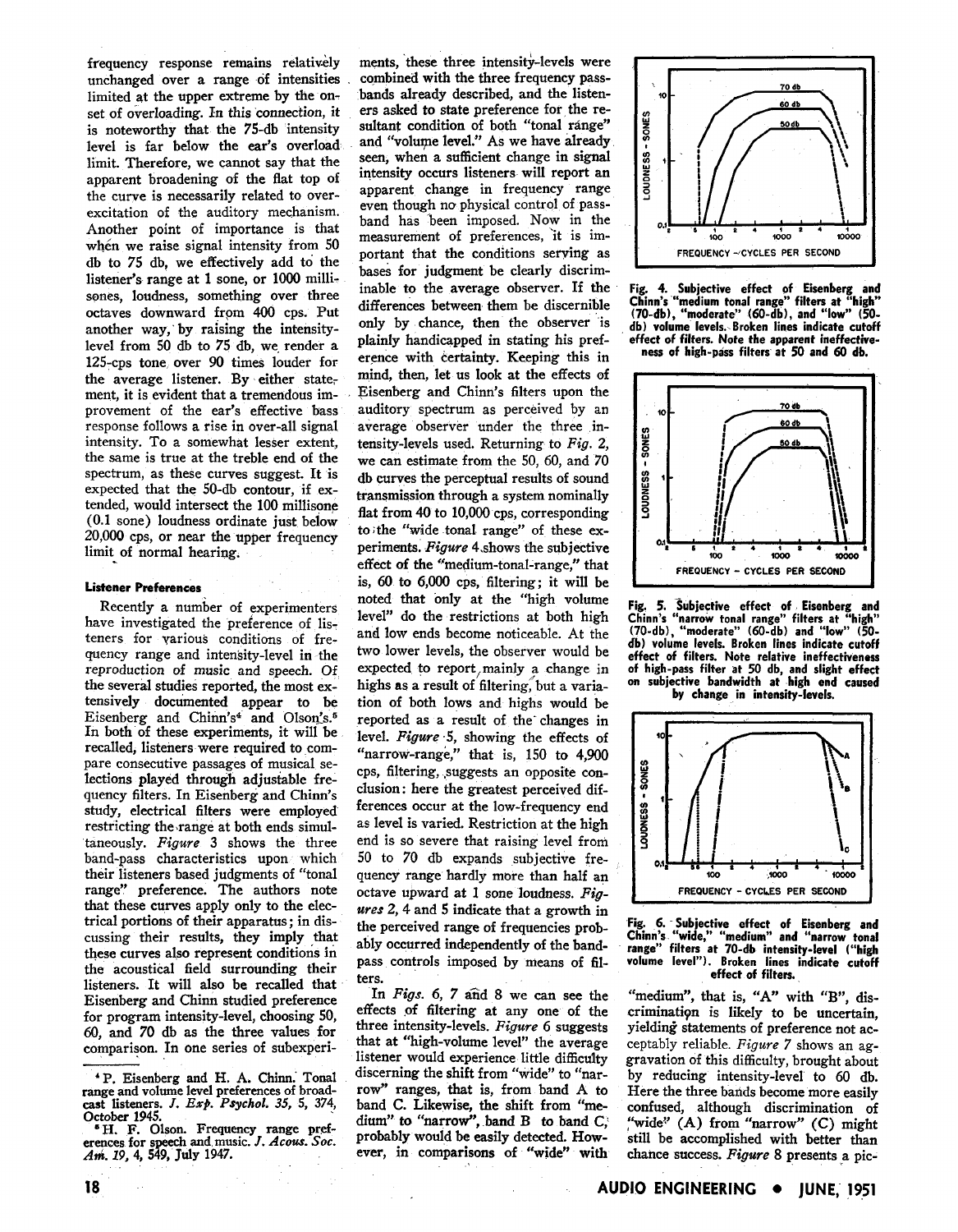frequency response remains relatively unchanged over a range of intensities limited at the upper extreme by the onset of overloading. In this connection, it is noteworthy that the 75-db intensity level is far below the ear's overload limit. Therefore, we cannot say that the apparent broadening of the flat top of the curve is necessarily related to over-excitation of the auditory mechanism. Another point of importance is that when we raise signal intensity from 50 db to 75 db, we effectively add to the listener's range at 1 sone, or 1000 millisones, loudness, something over three octaves downward from 400 cps. Put another way, by raising the intensity-level from 50 db to 75 db, we render a 125-cps tone over 90 times louder for the average listener. By either statement, it is evident that a tremendous improvement of the ear's effective bass response follows a rise in over-all signal intensity. To a somewhat lesser extent, the same is true at the treble end of the spectrum, as these curves suggest. It is expected that the 50-db contour, if extended, would intersect the 100 millisone (0.1 sone) loudness ordinate just below 20,000 cps, or near the upper frequency limit of normal hearing.

#### Listener Preferences

Recently a number of experimenters have investigated the preference of listeners for various conditions of frequency range and intensity-level in the reproduction of music and speech. Of the several studies reported, the most extensively documented appear to be Eisenberg and Chinn's[4] and Olson's.[5] In both of these experiments, it will be recalled, listeners were required to compare consecutive passages of musical selections played through adjustable frequency filters. In Eisenberg and Chinn's study, electrical filters were employed restricting the range at both ends simultaneously. *Figure* 3 shows the three band-pass characteristics upon which their listeners based judgments of "tonal range" preference. The authors note that these curves apply only to the electrical portions of their apparatus; in discussing their results, they imply that these curves also represent conditions in the acoustical field surrounding their listeners. It will also be recalled that Eisenberg and Chinn studied preference for program intensity-level, choosing 50, 60, and 70 db as the three values for comparison. In one series of subexperiments, these three intensity-levels were combined with the three frequency passbands already described, and the listeners asked to state preference for the resultant condition of both "tonal range" and "volume level." As we have already seen, when a sufficient change in signal intensity occurs listeners will report an apparent change in frequency range even though no physical control of passband has been imposed. Now in the measurement of preferences, it is important that the conditions serving as bases for judgment be clearly discriminable to the average observer. If the differences between them be discernible only by chance, then the observer is plainly handicapped in stating his preference with certainty. Keeping this in mind, then, let us look at the effects of Eisenberg and Chinn's filters upon the auditory spectrum as perceived by an average observer under the three intensity-levels used. Returning to *Fig.* 2, we can estimate from the 50, 60, and 70 db curves the perceptual results of sound transmission through a system nominally flat from 40 to 10,000 cps, corresponding to the "wide tonal range" of these experiments. *Figure* 4 shows the subjective effect of the "medium-tonal-range," that is, 60 to 6,000 cps, filtering; it will be noted that only at the "high volume level" do the restrictions at both high and low ends become noticeable. At the two lower levels, the observer would be expected to report mainly a change in highs as a result of filtering, but a variation of both lows and highs would be reported as a result of the changes in level. *Figure* 5, showing the effects of "narrow-range," that is, 150 to 4,900 cps, filtering, suggests an opposite conclusion: here the greatest perceived differences occur at the low-frequency end as level is varied. Restriction at the high end is so severe that raising level from 50 to 70 db expands subjective frequency range hardly more than half an octave upward at 1 sone loudness. *Figures* 2, 4 and 5 indicate that a growth in the perceived range of frequencies probably occurred independently of the band-pass controls imposed by means of filters.

In *Figs.* 6, 7 and 8 we can see the effects of filtering at any one of the three intensity-levels. *Figure* 6 suggests that at "high-volume level" the average listener would experience little difficulty discerning the shift from "wide" to "narrow" ranges, that is, from band A to band C. Likewise, the shift from "medium" to "narrow", band B to band C, probably would be easily detected. However, in comparisons of "wide" with "medium", that is, "A" with "B", discrimination is likely to be uncertain, yielding statements of preference not acceptably reliable. *Figure* 7 shows an aggravation of this difficulty, brought about by reducing intensity-level to 60 db. Here the three bands become more easily confused, although discrimination of "wide" (A) from "narrow" (C) might still be accomplished with better than chance success. *Figure* 8 presents a pic-

**Fig. 4.** Subjective effect of Eisenberg and Chinn's "medium tonal range" filters at "high" (70-db), "moderate" (60-db), and "low" (50-db) volume levels. Broken lines indicate cutoff effect of filters. Note the apparent ineffectiveness of high-pass filters at 50 and 60 db.

**Fig. 5.** Subjective effect of Eisenberg and Chinn's "narrow tonal range" filters at "high" (70-db), "moderate" (60-db) and "low" (50-db) volume levels. Broken lines indicate cutoff effect of filters. Note relative ineffectiveness of high-pass filter at 50 db, and slight effect on subjective bandwidth at high end caused by change in intensity-levels.

**Fig. 6.** Subjective effect of Eisenberg and Chinn's "wide," "medium" and "narrow tonal range" filters at 70-db intensity-level ("high volume level"). Broken lines indicate cutoff effect of filters.

---

[4] P. Eisenberg and H. A. Chinn. Tonal range and volume level preferences of broadcast listeners. *J. Exp. Psychol.* 35, 5, 374, October 1945.

[5] H. F. Olson. Frequency range preferences for speech and music. *J. Acous. Soc. Am.* 19, 4, 549, July 1947.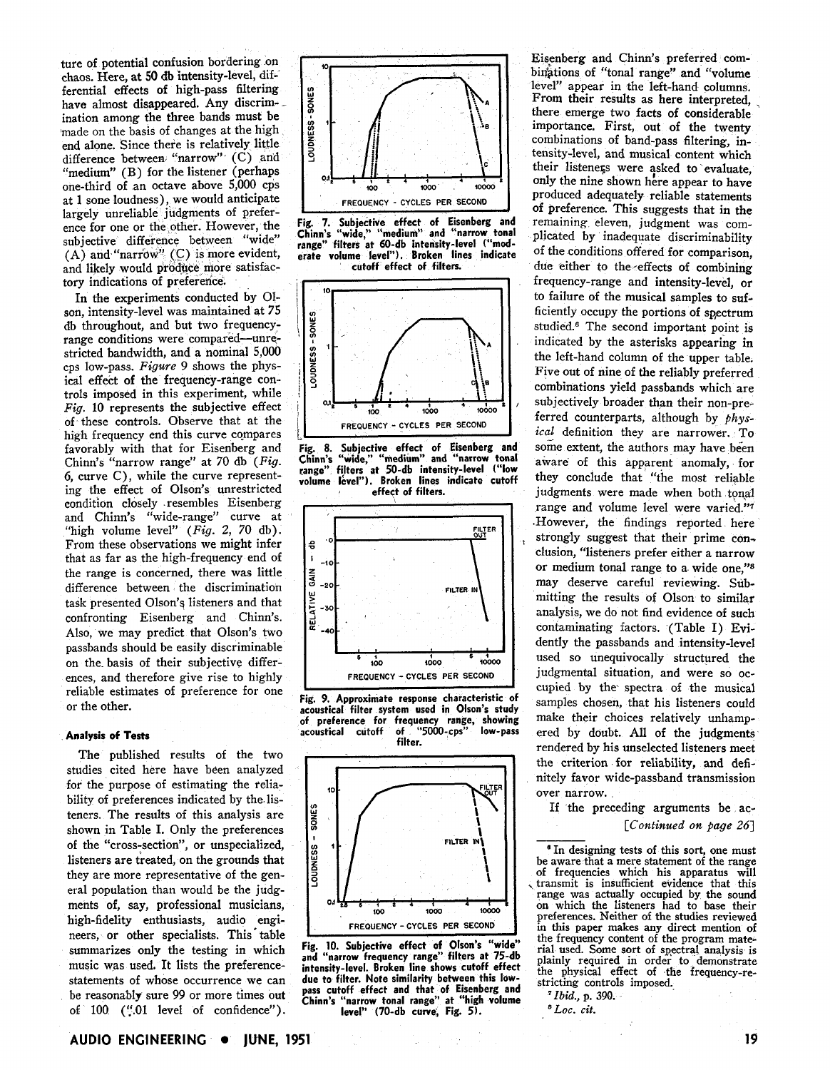ture of potential confusion bordering on chaos. Here, at 50 db intensity-level, differential effects of high-pass filtering have almost disappeared. Any discrimination among the three bands must be made on the basis of changes at the high end alone. Since there is relatively little difference between "narrow" (C) and "medium" (B) for the listener (perhaps one-third of an octave above 5,000 cps at 1 sone loudness), we would anticipate largely unreliable judgments of preference for one or the other. However, the subjective difference between "wide" (A) and "narrow" (C) is more evident, and likely would produce more satisfactory indications of preference.

In the experiments conducted by Olson, intensity-level was maintained at 75 db throughout, and but two frequency-range conditions were compared—unrestricted bandwidth, and a nominal 5,000 cps low-pass. *Figure* 9 shows the physical effect of the frequency-range controls imposed in this experiment, while *Fig.* 10 represents the subjective effect of these controls. Observe that at the high frequency end this curve compares favorably with that for Eisenberg and Chinn's "narrow range" at 70 db (*Fig.* 6, curve C), while the curve representing the effect of Olson's unrestricted condition closely resembles Eisenberg and Chinn's "wide-range" curve at "high volume level" (*Fig.* 2, 70 db). From these observations we might infer that as far as the high-frequency end of the range is concerned, there was little difference between the discrimination task presented Olson's listeners and that confronting Eisenberg and Chinn's. Also, we may predict that Olson's two passbands should be easily discriminable on the basis of their subjective differences, and therefore give rise to highly reliable estimates of preference for one or the other.

Fig. 7. Subjective effect of Eisenberg and Chinn's "wide," "medium" and "narrow tonal range" filters at 60-db intensity-level ("moderate volume level"). Broken lines indicate cutoff effect of filters.

Fig. 8. Subjective effect of Eisenberg and Chinn's "wide," "medium" and "narrow tonal range" filters at 50-db intensity-level ("low volume level"). Broken lines indicate cutoff effect of filters.

Fig. 9. Approximate response characteristic of acoustical filter system used in Olson's study of preference for frequency range, showing acoustical cutoff of "5000-cps" low-pass filter.

Fig. 10. Subjective effect of Olson's "wide" and "narrow frequency range" filters at 75-db intensity-level. Broken line shows cutoff effect due to filter. Note similarity between this low-pass cutoff effect and that of Eisenberg and Chinn's "narrow tonal range" at "high volume level" (70-db curve, Fig. 5).

### Analysis of Tests

The published results of the two studies cited here have been analyzed for the purpose of estimating the reliability of preferences indicated by the listeners. The results of this analysis are shown in Table I. Only the preferences of the "cross-section", or unspecialized, listeners are treated, on the grounds that they are more representative of the general population than would be the judgments of, say, professional musicians, high-fidelity enthusiasts, audio engineers, or other specialists. This table summarizes only the testing in which music was used. It lists the preference-statements of whose occurrence we can be reasonably sure 99 or more times out of 100 (".01 level of confidence"). Eisenberg and Chinn's preferred combinations of "tonal range" and "volume level" appear in the left-hand columns. From their results as here interpreted, there emerge two facts of considerable importance. First, out of the twenty combinations of band-pass filtering, intensity-level, and musical content which their listeners were asked to evaluate, only the nine shown here appear to have produced adequately reliable statements of preference. This suggests that in the remaining eleven, judgment was complicated by inadequate discriminability of the conditions offered for comparison, due either to the effects of combining frequency-range and intensity-level, or to failure of the musical samples to sufficiently occupy the portions of spectrum studied.[6] The second important point is indicated by the asterisks appearing in the left-hand column of the upper table. Five out of nine of the reliably preferred combinations yield passbands which are subjectively broader than their non-preferred counterparts, although by *physical* definition they are narrower. To some extent, the authors may have been aware of this apparent anomaly, for they conclude that "the most reliable judgments were made when both tonal range and volume level were varied."[7] However, the findings reported here strongly suggest that their prime conclusion, "listeners prefer either a narrow or medium tonal range to a wide one,"[8] may deserve careful reviewing. Submitting the results of Olson to similar analysis, we do not find evidence of such contaminating factors. (Table I) Evidently the passbands and intensity-level used so unequivocally structured the judgmental situation, and were so occupied by the spectra of the musical samples chosen, that his listeners could make their choices relatively unhampered by doubt. All of the judgments rendered by his unselected listeners meet the criterion for reliability, and definitely favor wide-passband transmission over narrow.

If the preceding arguments be ac-

*[Continued on page 26]*

---

[6] In designing tests of this sort, one must be aware that a mere statement of the range of frequencies which his apparatus will transmit is insufficient evidence that this range was actually occupied by the sound on which the listeners had to base their preferences. Neither of the studies reviewed in this paper makes any direct mention of the frequency content of the program material used. Some sort of spectral analysis is plainly required in order to demonstrate the physical effect of the frequency-restricting controls imposed.

[7] *Ibid.*, p. 390.

[8] *Loc. cit.*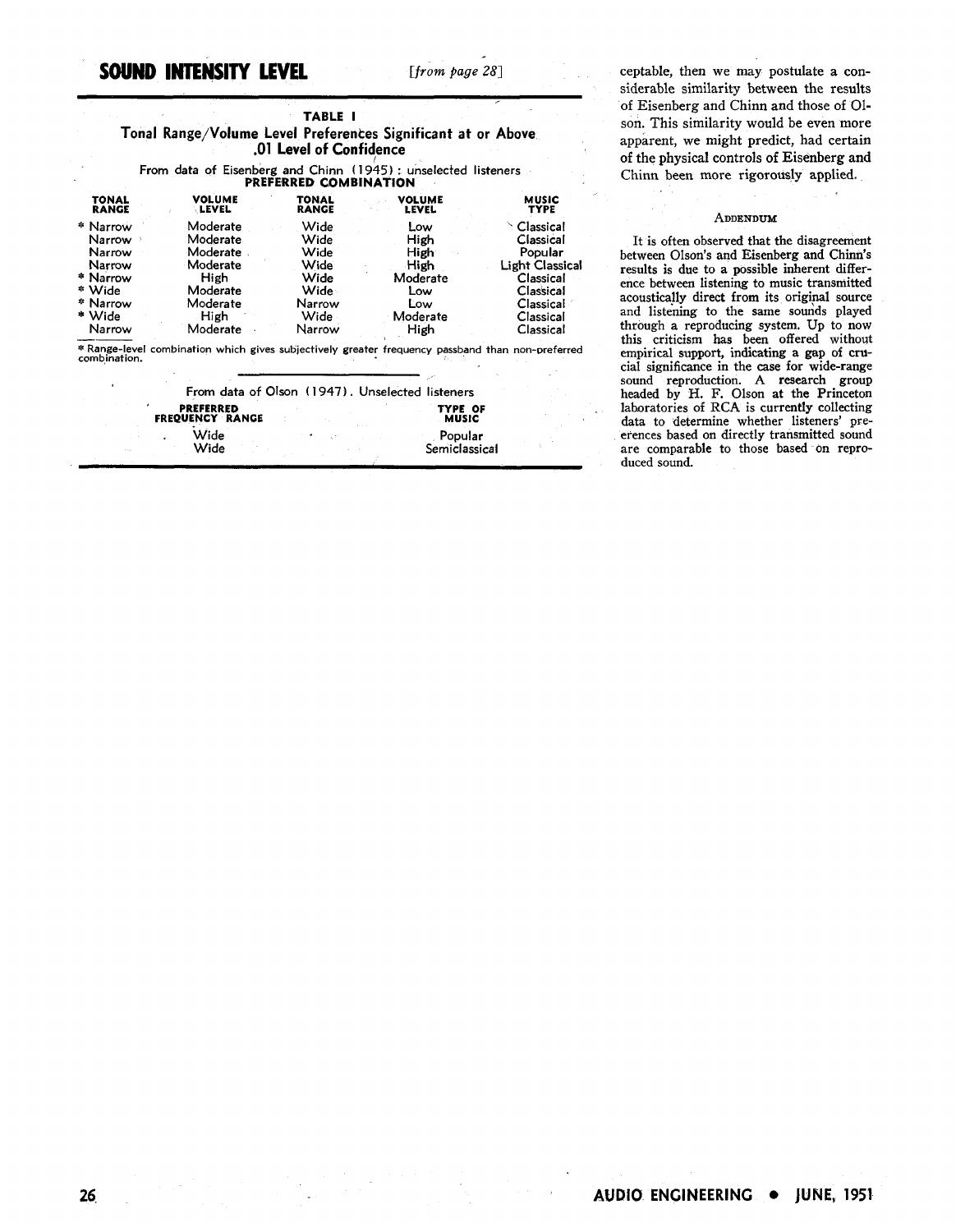## SOUND INTENSITY LEVEL

[*from page 28*]

**TABLE I**

**Tonal Range/Volume Level Preferences Significant at or Above .01 Level of Confidence**

From data of Eisenberg and Chinn (1945): unselected listeners

| PREFERRED COMBINATION | | | | |
|---|---|---|---|---|
| TONAL RANGE | VOLUME LEVEL | TONAL RANGE | VOLUME LEVEL | MUSIC TYPE |
| * Narrow | Moderate | Wide | Low | Classical |
| Narrow | Moderate | Wide | High | Classical |
| Narrow | Moderate | Wide | High | Popular |
| Narrow | Moderate | Wide | High | Light Classical |
| * Narrow | High | Wide | Moderate | Classical |
| * Wide | Moderate | Wide | Low | Classical |
| * Narrow | Moderate | Narrow | Low | Classical |
| * Wide | High | Wide | Moderate | Classical |
| Narrow | Moderate | Narrow | High | Classical |

* Range-level combination which gives subjectively greater frequency passband than non-preferred combination.

From data of Olson (1947). Unselected listeners

| PREFERRED FREQUENCY RANGE | TYPE OF MUSIC |
|---|---|
| Wide | Popular |
| Wide | Semiclassical |

ceptable, then we may postulate a considerable similarity between the results of Eisenberg and Chinn and those of Olson. This similarity would be even more apparent, we might predict, had certain of the physical controls of Eisenberg and Chinn been more rigorously applied.

### Addendum

It is often observed that the disagreement between Olson's and Eisenberg and Chinn's results is due to a possible inherent difference between listening to music transmitted acoustically direct from its original source and listening to the same sounds played through a reproducing system. Up to now this criticism has been offered without empirical support, indicating a gap of crucial significance in the case for wide-range sound reproduction. A research group headed by H. F. Olson at the Princeton laboratories of RCA is currently collecting data to determine whether listeners' preferences based on directly transmitted sound are comparable to those based on reproduced sound.